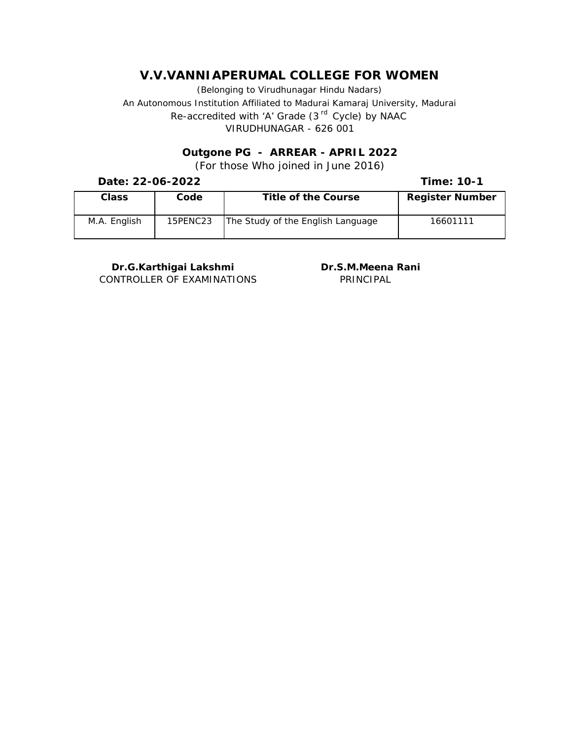# V.V.VANNIAPERUMAL COLLEGE FOR WOMEN

(Belonging to Virudhunagar Hindu Nadars)

An Autonomous Institution Affiliated to Madurai Kamaraj University, Madurai

Re-accredited with 'A' Grade (3rd Cycle) by NAAC

VIRUDHUNAGAR - 626 001

## Outgone PG - ARREAR - APRIL 2022

(For those Who joined in June 2016)

**Date: 22-06-2022** **Time: 10-1**

| Class | Code | Title of the Course | Register Number |
|---|---|---|---|
| M.A. English | 15PENC23 | The Study of the English Language | 16601111 |

**Dr.G.Karthigai Lakshmi**
CONTROLLER OF EXAMINATIONS

**Dr.S.M.Meena Rani**
PRINCIPAL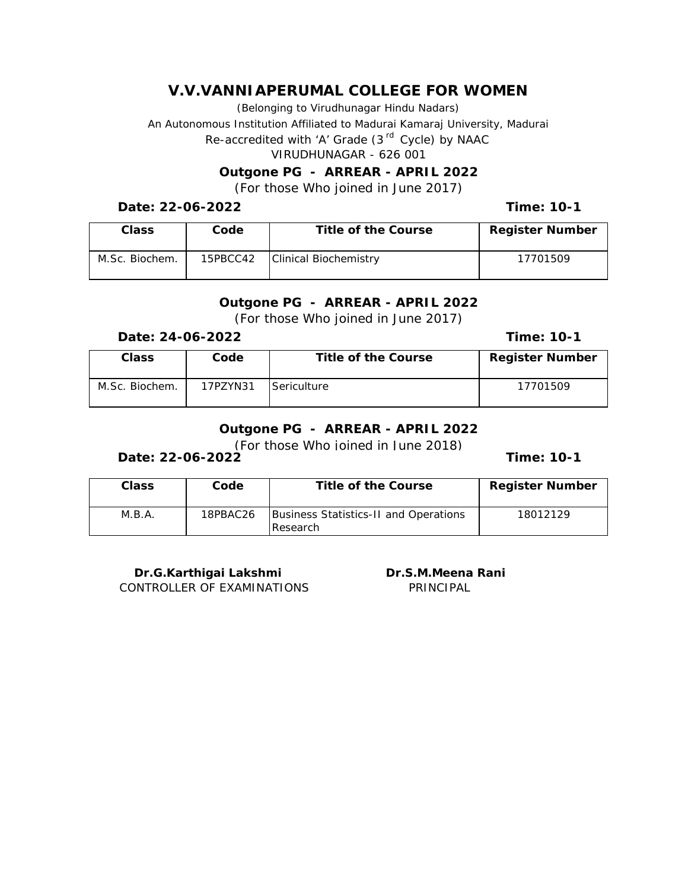# V.V.VANNIAPERUMAL COLLEGE FOR WOMEN

(Belonging to Virudhunagar Hindu Nadars)

An Autonomous Institution Affiliated to Madurai Kamaraj University, Madurai

Re-accredited with 'A' Grade (3rd Cycle) by NAAC

VIRUDHUNAGAR - 626 001

**Outgone PG - ARREAR - APRIL 2022**

*(For those Who joined in June 2017)*

**Date: 22-06-2022** **Time: 10-1**

| Class | Code | Title of the Course | Register Number |
|---|---|---|---|
| M.Sc. Biochem. | 15PBCC42 | Clinical Biochemistry | 17701509 |

**Outgone PG - ARREAR - APRIL 2022**

*(For those Who joined in June 2017)*

**Date: 24-06-2022** **Time: 10-1**

| Class | Code | Title of the Course | Register Number |
|---|---|---|---|
| M.Sc. Biochem. | 17PZYN31 | Sericulture | 17701509 |

**Outgone PG - ARREAR - APRIL 2022**

*(For those Who joined in June 2018)*

**Date: 22-06-2022** **Time: 10-1**

| Class | Code | Title of the Course | Register Number |
|---|---|---|---|
| M.B.A. | 18PBAC26 | Business Statistics-II and Operations Research | 18012129 |

**Dr.G.Karthigai Lakshmi**
CONTROLLER OF EXAMINATIONS

**Dr.S.M.Meena Rani**
PRINCIPAL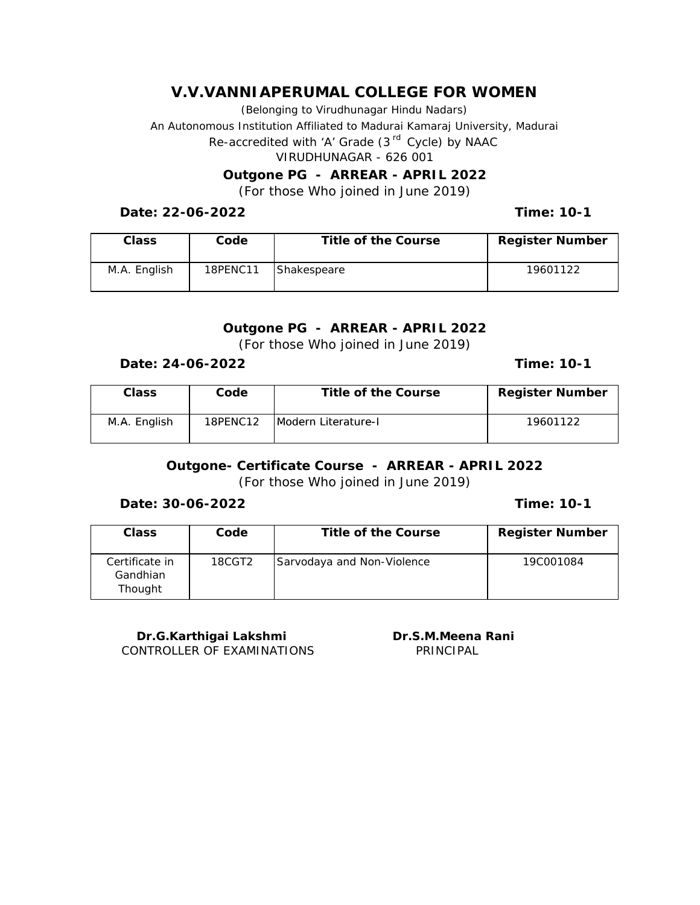# V.V.VANNIAPERUMAL COLLEGE FOR WOMEN

(Belonging to Virudhunagar Hindu Nadars)

An Autonomous Institution Affiliated to Madurai Kamaraj University, Madurai

Re-accredited with 'A' Grade (3rd Cycle) by NAAC

VIRUDHUNAGAR - 626 001

**Outgone PG - ARREAR - APRIL 2022**

*(For those Who joined in June 2019)*

**Date: 22-06-2022** **Time: 10-1**

| Class | Code | Title of the Course | Register Number |
|---|---|---|---|
| M.A. English | 18PENC11 | Shakespeare | 19601122 |

**Outgone PG - ARREAR - APRIL 2022**

*(For those Who joined in June 2019)*

**Date: 24-06-2022** **Time: 10-1**

| Class | Code | Title of the Course | Register Number |
|---|---|---|---|
| M.A. English | 18PENC12 | Modern Literature-I | 19601122 |

**Outgone- Certificate Course - ARREAR - APRIL 2022**

*(For those Who joined in June 2019)*

**Date: 30-06-2022** **Time: 10-1**

| Class | Code | Title of the Course | Register Number |
|---|---|---|---|
| Certificate in Gandhian Thought | 18CGT2 | Sarvodaya and Non-Violence | 19C001084 |

**Dr.G.Karthigai Lakshmi**
CONTROLLER OF EXAMINATIONS

**Dr.S.M.Meena Rani**
PRINCIPAL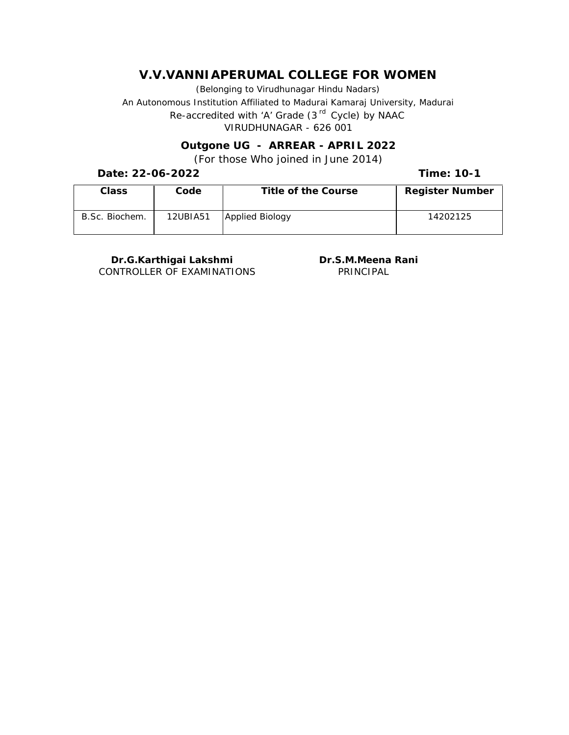# V.V.VANNIAPERUMAL COLLEGE FOR WOMEN

*(Belonging to Virudhunagar Hindu Nadars)*

An Autonomous Institution Affiliated to Madurai Kamaraj University, Madurai

Re-accredited with 'A' Grade (3rd Cycle) by NAAC

VIRUDHUNAGAR - 626 001

**Outgone UG - ARREAR - APRIL 2022**

(For those Who joined in June 2014)

**Date: 22-06-2022** **Time: 10-1**

| Class | Code | Title of the Course | Register Number |
|---|---|---|---|
| B.Sc. Biochem. | 12UBIA51 | Applied Biology | 14202125 |

**Dr.G.Karthigai Lakshmi**
CONTROLLER OF EXAMINATIONS

**Dr.S.M.Meena Rani**
PRINCIPAL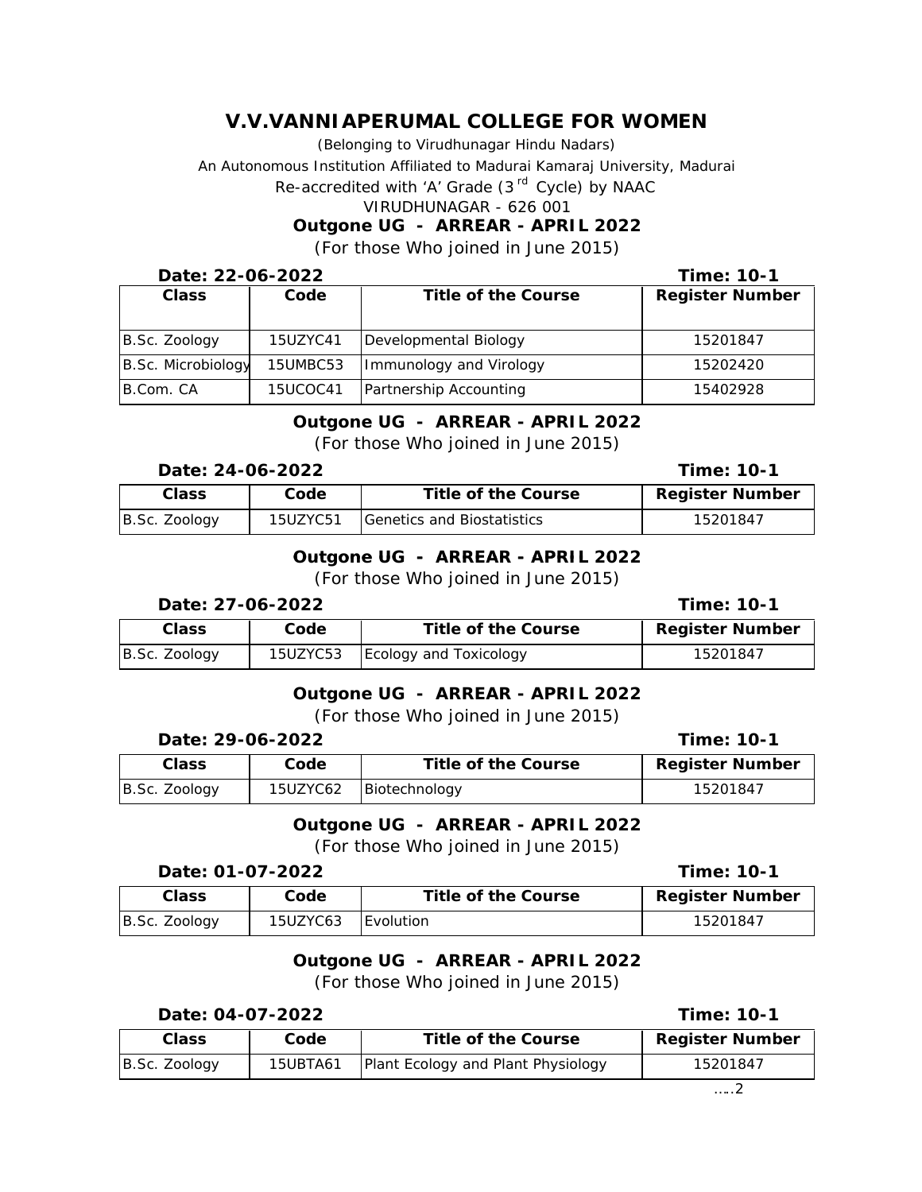# V.V.VANNIAPERUMAL COLLEGE FOR WOMEN

(Belonging to Virudhunagar Hindu Nadars)

An Autonomous Institution Affiliated to Madurai Kamaraj University, Madurai

Re-accredited with 'A' Grade (3rd Cycle) by NAAC

VIRUDHUNAGAR - 626 001

**Outgone UG - ARREAR - APRIL 2022**

*(For those Who joined in June 2015)*

**Date: 22-06-2022** **Time: 10-1**

| Class | Code | Title of the Course | Register Number |
|---|---|---|---|
| B.Sc. Zoology | 15UZYC41 | Developmental Biology | 15201847 |
| B.Sc. Microbiology | 15UMBC53 | Immunology and Virology | 15202420 |
| B.Com. CA | 15UCOC41 | Partnership Accounting | 15402928 |

**Outgone UG - ARREAR - APRIL 2022**

*(For those Who joined in June 2015)*

**Date: 24-06-2022** **Time: 10-1**

| Class | Code | Title of the Course | Register Number |
|---|---|---|---|
| B.Sc. Zoology | 15UZYC51 | Genetics and Biostatistics | 15201847 |

**Outgone UG - ARREAR - APRIL 2022**

*(For those Who joined in June 2015)*

**Date: 27-06-2022** **Time: 10-1**

| Class | Code | Title of the Course | Register Number |
|---|---|---|---|
| B.Sc. Zoology | 15UZYC53 | Ecology and Toxicology | 15201847 |

**Outgone UG - ARREAR - APRIL 2022**

*(For those Who joined in June 2015)*

**Date: 29-06-2022** **Time: 10-1**

| Class | Code | Title of the Course | Register Number |
|---|---|---|---|
| B.Sc. Zoology | 15UZYC62 | Biotechnology | 15201847 |

**Outgone UG - ARREAR - APRIL 2022**

*(For those Who joined in June 2015)*

**Date: 01-07-2022** **Time: 10-1**

| Class | Code | Title of the Course | Register Number |
|---|---|---|---|
| B.Sc. Zoology | 15UZYC63 | Evolution | 15201847 |

**Outgone UG - ARREAR - APRIL 2022**

*(For those Who joined in June 2015)*

**Date: 04-07-2022** **Time: 10-1**

| Class | Code | Title of the Course | Register Number |
|---|---|---|---|
| B.Sc. Zoology | 15UBTA61 | Plant Ecology and Plant Physiology | 15201847 |

…..2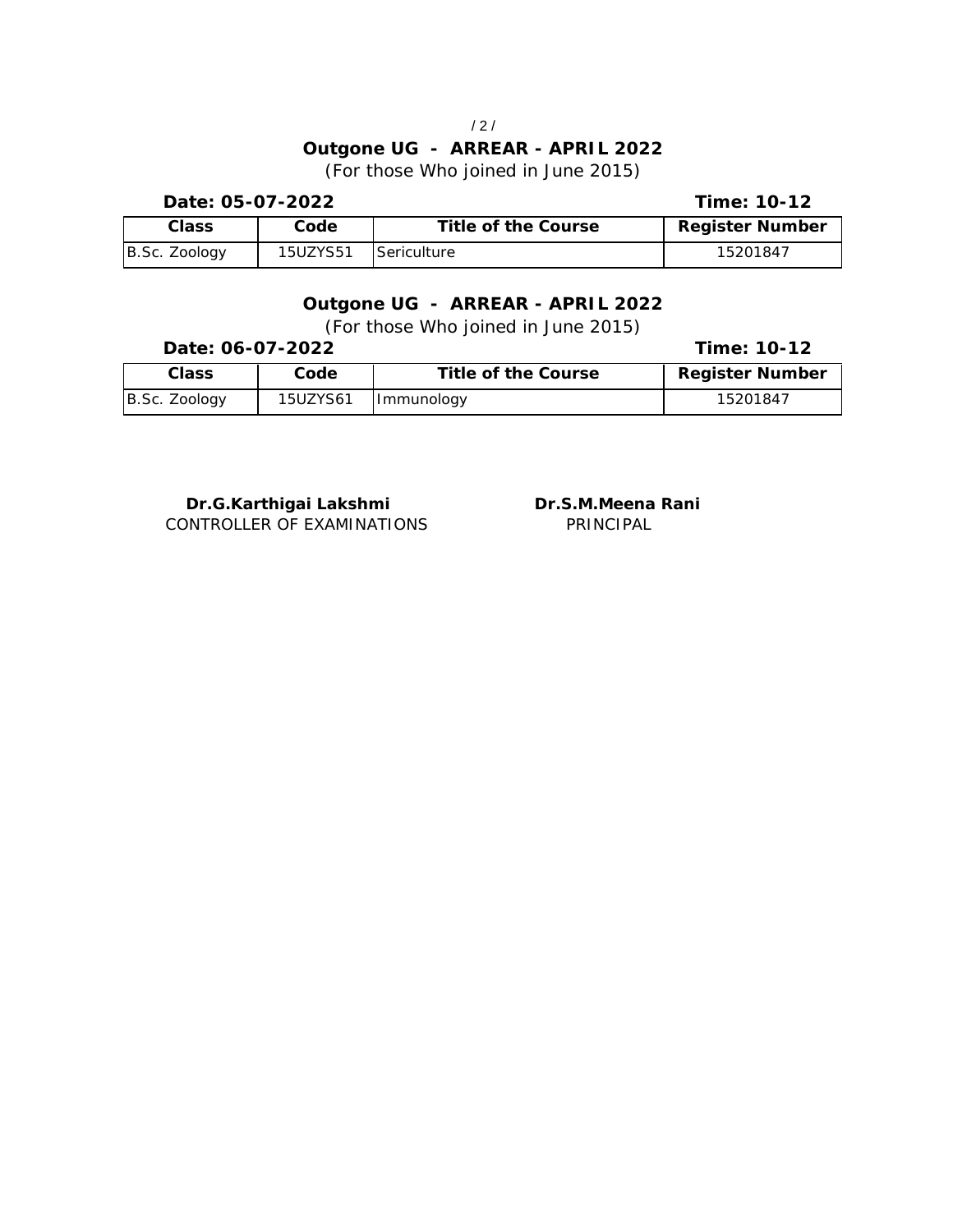## Outgone UG - ARREAR - APRIL 2022

(For those Who joined in June 2015)

**Date: 05-07-2022** **Time: 10-12**

| Class | Code | Title of the Course | Register Number |
|---|---|---|---|
| B.Sc. Zoology | 15UZYS51 | Sericulture | 15201847 |

## Outgone UG - ARREAR - APRIL 2022

(For those Who joined in June 2015)

**Date: 06-07-2022** **Time: 10-12**

| Class | Code | Title of the Course | Register Number |
|---|---|---|---|
| B.Sc. Zoology | 15UZYS61 | Immunology | 15201847 |

**Dr.G.Karthigai Lakshmi**
CONTROLLER OF EXAMINATIONS

**Dr.S.M.Meena Rani**
PRINCIPAL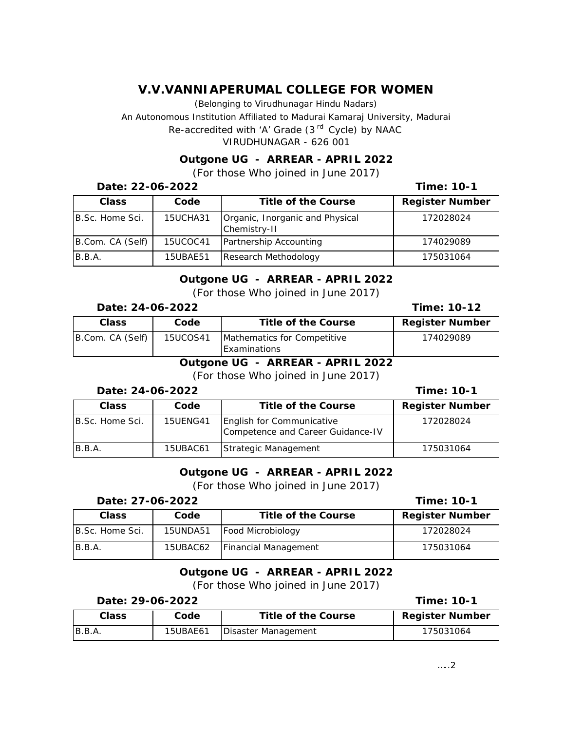# V.V.VANNIAPERUMAL COLLEGE FOR WOMEN

(Belonging to Virudhunagar Hindu Nadars)

An Autonomous Institution Affiliated to Madurai Kamaraj University, Madurai

Re-accredited with 'A' Grade (3rd Cycle) by NAAC

VIRUDHUNAGAR - 626 001

## Outgone UG - ARREAR - APRIL 2022

*(For those Who joined in June 2017)*

**Date: 22-06-2022** **Time: 10-1**

| Class | Code | Title of the Course | Register Number |
|---|---|---|---|
| B.Sc. Home Sci. | 15UCHA31 | Organic, Inorganic and Physical Chemistry-II | 172028024 |
| B.Com. CA (Self) | 15UCOC41 | Partnership Accounting | 174029089 |
| B.B.A. | 15UBAE51 | Research Methodology | 175031064 |

## Outgone UG - ARREAR - APRIL 2022

*(For those Who joined in June 2017)*

**Date: 24-06-2022** **Time: 10-12**

| Class | Code | Title of the Course | Register Number |
|---|---|---|---|
| B.Com. CA (Self) | 15UCOS41 | Mathematics for Competitive Examinations | 174029089 |

## Outgone UG - ARREAR - APRIL 2022

*(For those Who joined in June 2017)*

**Date: 24-06-2022** **Time: 10-1**

| Class | Code | Title of the Course | Register Number |
|---|---|---|---|
| B.Sc. Home Sci. | 15UENG41 | English for Communicative Competence and Career Guidance-IV | 172028024 |
| B.B.A. | 15UBAC61 | Strategic Management | 175031064 |

## Outgone UG - ARREAR - APRIL 2022

*(For those Who joined in June 2017)*

**Date: 27-06-2022** **Time: 10-1**

| Class | Code | Title of the Course | Register Number |
|---|---|---|---|
| B.Sc. Home Sci. | 15UNDA51 | Food Microbiology | 172028024 |
| B.B.A. | 15UBAC62 | Financial Management | 175031064 |

## Outgone UG - ARREAR - APRIL 2022

*(For those Who joined in June 2017)*

**Date: 29-06-2022** **Time: 10-1**

| Class | Code | Title of the Course | Register Number |
|---|---|---|---|
| B.B.A. | 15UBAE61 | Disaster Management | 175031064 |

…..2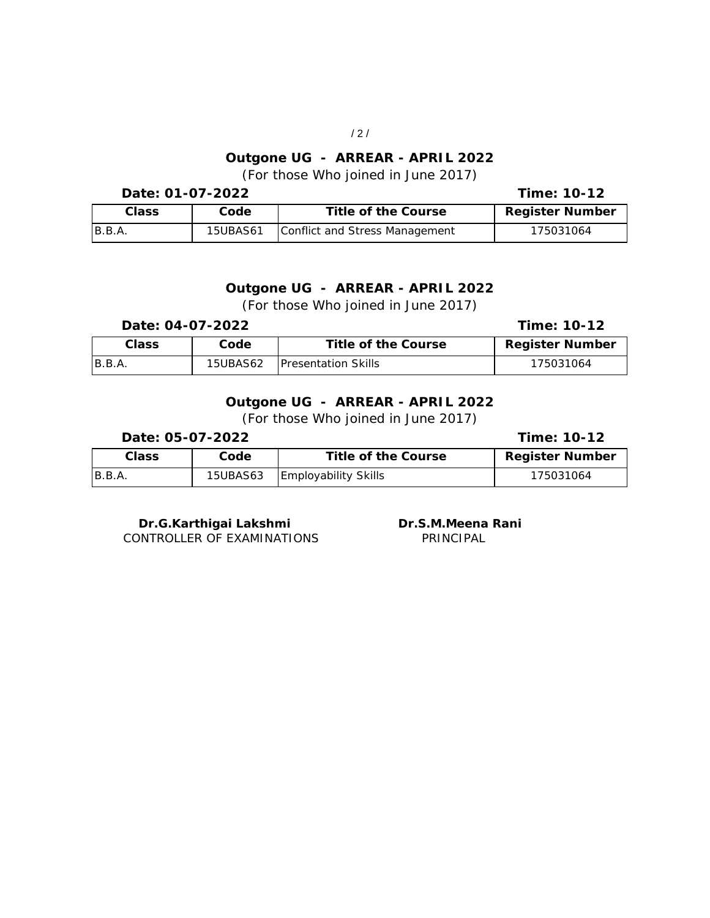**Outgone UG - ARREAR - APRIL 2022**

*(For those Who joined in June 2017)*

**Date: 01-07-2022** **Time: 10-12**

| Class | Code | Title of the Course | Register Number |
|---|---|---|---|
| B.B.A. | 15UBAS61 | Conflict and Stress Management | 175031064 |

**Outgone UG - ARREAR - APRIL 2022**

*(For those Who joined in June 2017)*

**Date: 04-07-2022** **Time: 10-12**

| Class | Code | Title of the Course | Register Number |
|---|---|---|---|
| B.B.A. | 15UBAS62 | Presentation Skills | 175031064 |

**Outgone UG - ARREAR - APRIL 2022**

*(For those Who joined in June 2017)*

**Date: 05-07-2022** **Time: 10-12**

| Class | Code | Title of the Course | Register Number |
|---|---|---|---|
| B.B.A. | 15UBAS63 | Employability Skills | 175031064 |

**Dr.G.Karthigai Lakshmi**
CONTROLLER OF EXAMINATIONS

**Dr.S.M.Meena Rani**
PRINCIPAL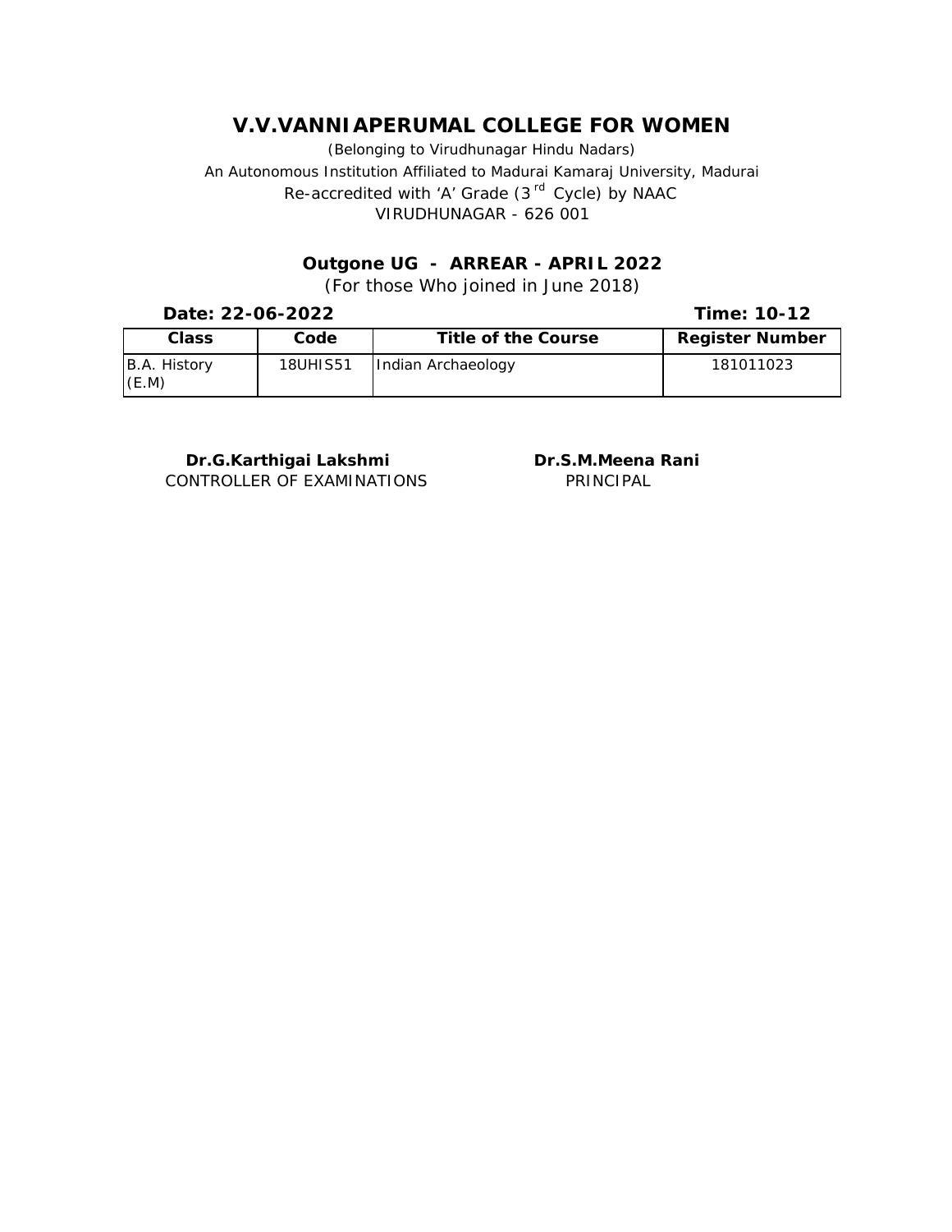# V.V.VANNIAPERUMAL COLLEGE FOR WOMEN

*(Belonging to Virudhunagar Hindu Nadars)*

An Autonomous Institution Affiliated to Madurai Kamaraj University, Madurai

Re-accredited with 'A' Grade (3rd Cycle) by NAAC

VIRUDHUNAGAR - 626 001

## Outgone UG - ARREAR - APRIL 2022

*(For those Who joined in June 2018)*

**Date: 22-06-2022** **Time: 10-12**

| Class | Code | Title of the Course | Register Number |
|---|---|---|---|
| B.A. History (E.M) | 18UHIS51 | Indian Archaeology | 181011023 |

**Dr.G.Karthigai Lakshmi**
CONTROLLER OF EXAMINATIONS

**Dr.S.M.Meena Rani**
PRINCIPAL